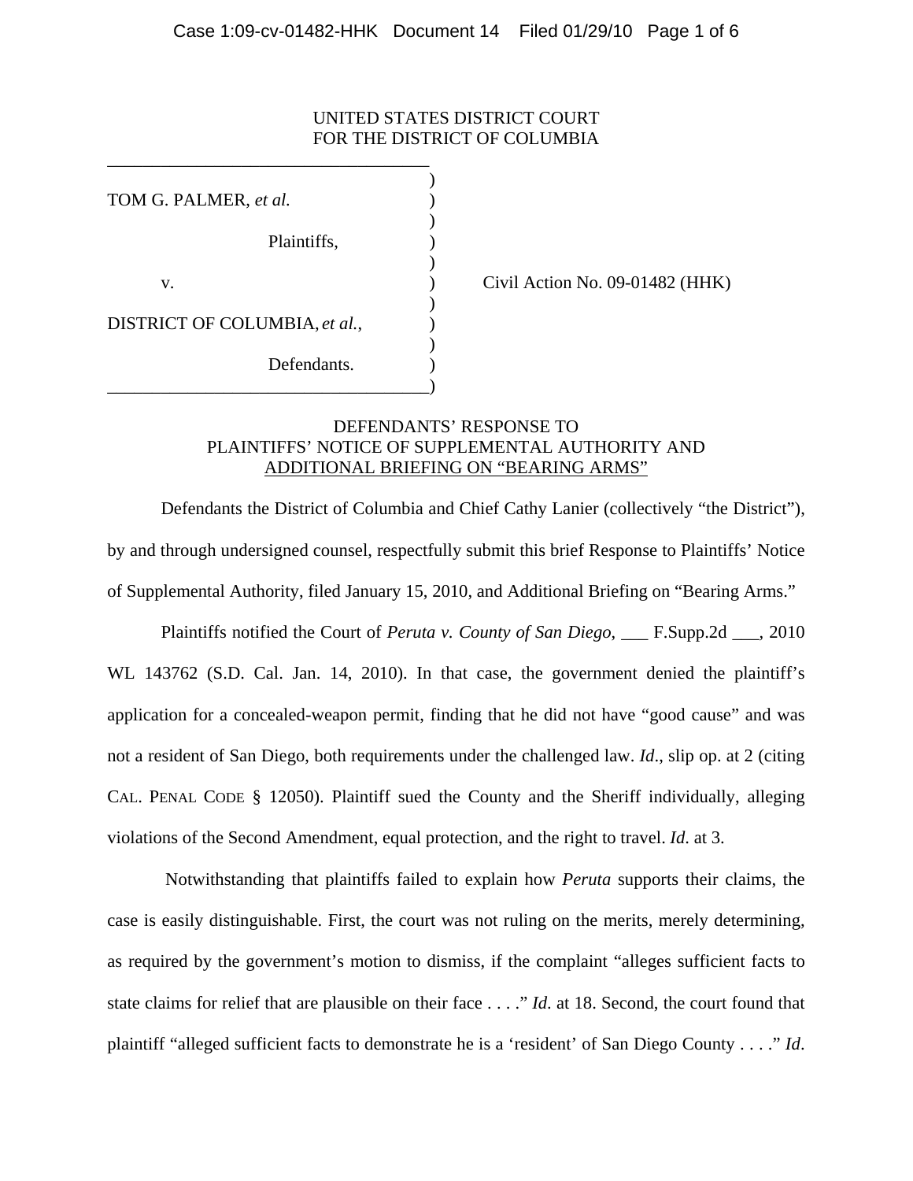UNITED STATES DISTRICT COURT
FOR THE DISTRICT OF COLUMBIA

| | |
|---|---|
| TOM G. PALMER, *et al.* | |
| Plaintiffs, | |
| v. | Civil Action No. 09-01482 (HHK) |
| DISTRICT OF COLUMBIA, *et al.*, | |
| Defendants. | |

## DEFENDANTS' RESPONSE TO PLAINTIFFS' NOTICE OF SUPPLEMENTAL AUTHORITY AND ADDITIONAL BRIEFING ON "BEARING ARMS"

Defendants the District of Columbia and Chief Cathy Lanier (collectively "the District"), by and through undersigned counsel, respectfully submit this brief Response to Plaintiffs' Notice of Supplemental Authority, filed January 15, 2010, and Additional Briefing on "Bearing Arms."

Plaintiffs notified the Court of *Peruta v. County of San Diego*, ___ F.Supp.2d ___, 2010 WL 143762 (S.D. Cal. Jan. 14, 2010). In that case, the government denied the plaintiff's application for a concealed-weapon permit, finding that he did not have "good cause" and was not a resident of San Diego, both requirements under the challenged law. *Id*., slip op. at 2 (citing CAL. PENAL CODE § 12050). Plaintiff sued the County and the Sheriff individually, alleging violations of the Second Amendment, equal protection, and the right to travel. *Id*. at 3.

Notwithstanding that plaintiffs failed to explain how *Peruta* supports their claims, the case is easily distinguishable. First, the court was not ruling on the merits, merely determining, as required by the government's motion to dismiss, if the complaint "alleges sufficient facts to state claims for relief that are plausible on their face . . . ." *Id*. at 18. Second, the court found that plaintiff "alleged sufficient facts to demonstrate he is a 'resident' of San Diego County . . . ." *Id*.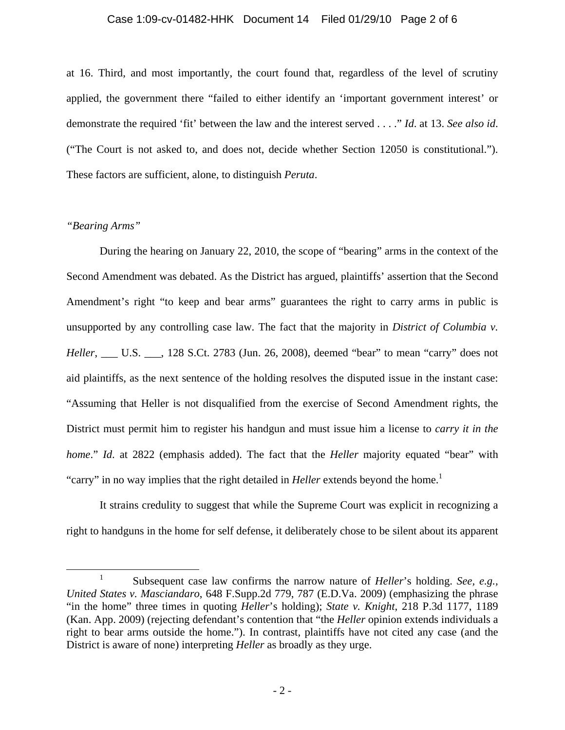at 16. Third, and most importantly, the court found that, regardless of the level of scrutiny applied, the government there "failed to either identify an 'important government interest' or demonstrate the required 'fit' between the law and the interest served . . . ." *Id*. at 13. *See also id*. ("The Court is not asked to, and does not, decide whether Section 12050 is constitutional."). These factors are sufficient, alone, to distinguish *Peruta*.

*"Bearing Arms"*

During the hearing on January 22, 2010, the scope of "bearing" arms in the context of the Second Amendment was debated. As the District has argued, plaintiffs' assertion that the Second Amendment's right "to keep and bear arms" guarantees the right to carry arms in public is unsupported by any controlling case law. The fact that the majority in *District of Columbia v. Heller*, ___ U.S. ___, 128 S.Ct. 2783 (Jun. 26, 2008), deemed "bear" to mean "carry" does not aid plaintiffs, as the next sentence of the holding resolves the disputed issue in the instant case: "Assuming that Heller is not disqualified from the exercise of Second Amendment rights, the District must permit him to register his handgun and must issue him a license to *carry it in the home*." *Id*. at 2822 (emphasis added). The fact that the *Heller* majority equated "bear" with "carry" in no way implies that the right detailed in *Heller* extends beyond the home.[1]

It strains credulity to suggest that while the Supreme Court was explicit in recognizing a right to handguns in the home for self defense, it deliberately chose to be silent about its apparent

---

[1] Subsequent case law confirms the narrow nature of *Heller*'s holding. *See*, *e.g.*, *United States v. Masciandaro*, 648 F.Supp.2d 779, 787 (E.D.Va. 2009) (emphasizing the phrase "in the home" three times in quoting *Heller*'s holding); *State v. Knight*, 218 P.3d 1177, 1189 (Kan. App. 2009) (rejecting defendant's contention that "the *Heller* opinion extends individuals a right to bear arms outside the home."). In contrast, plaintiffs have not cited any case (and the District is aware of none) interpreting *Heller* as broadly as they urge.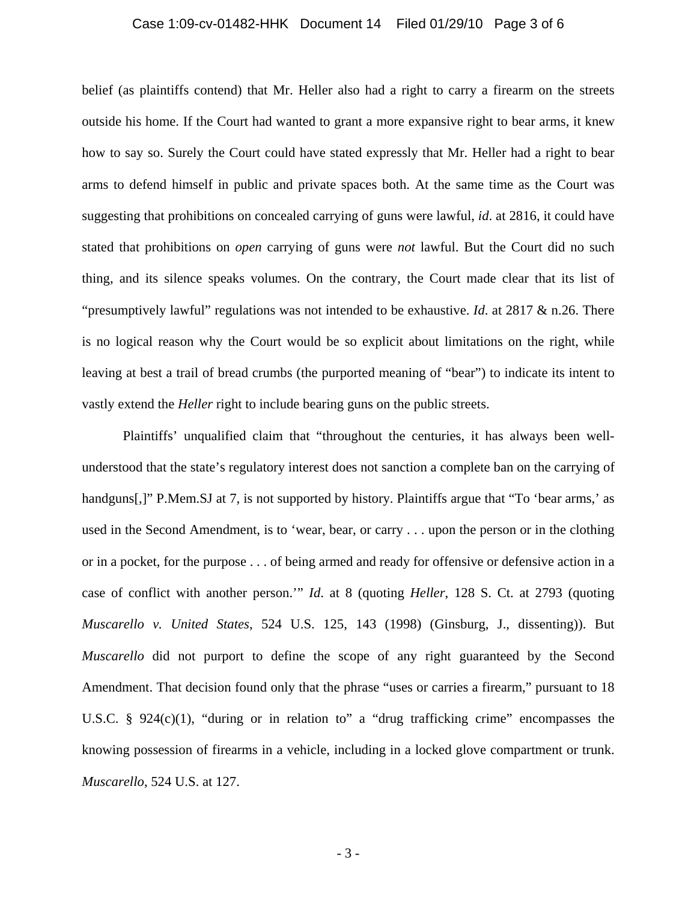belief (as plaintiffs contend) that Mr. Heller also had a right to carry a firearm on the streets outside his home. If the Court had wanted to grant a more expansive right to bear arms, it knew how to say so. Surely the Court could have stated expressly that Mr. Heller had a right to bear arms to defend himself in public and private spaces both. At the same time as the Court was suggesting that prohibitions on concealed carrying of guns were lawful, *id*. at 2816, it could have stated that prohibitions on *open* carrying of guns were *not* lawful. But the Court did no such thing, and its silence speaks volumes. On the contrary, the Court made clear that its list of "presumptively lawful" regulations was not intended to be exhaustive. *Id*. at 2817 & n.26. There is no logical reason why the Court would be so explicit about limitations on the right, while leaving at best a trail of bread crumbs (the purported meaning of "bear") to indicate its intent to vastly extend the *Heller* right to include bearing guns on the public streets.

Plaintiffs' unqualified claim that "throughout the centuries, it has always been well-understood that the state's regulatory interest does not sanction a complete ban on the carrying of handguns[,]" P.Mem.SJ at 7, is not supported by history. Plaintiffs argue that "To 'bear arms,' as used in the Second Amendment, is to 'wear, bear, or carry . . . upon the person or in the clothing or in a pocket, for the purpose . . . of being armed and ready for offensive or defensive action in a case of conflict with another person.'" *Id*. at 8 (quoting *Heller*, 128 S. Ct. at 2793 (quoting *Muscarello v. United States*, 524 U.S. 125, 143 (1998) (Ginsburg, J., dissenting)). But *Muscarello* did not purport to define the scope of any right guaranteed by the Second Amendment. That decision found only that the phrase "uses or carries a firearm," pursuant to 18 U.S.C. § 924(c)(1), "during or in relation to" a "drug trafficking crime" encompasses the knowing possession of firearms in a vehicle, including in a locked glove compartment or trunk. *Muscarello*, 524 U.S. at 127.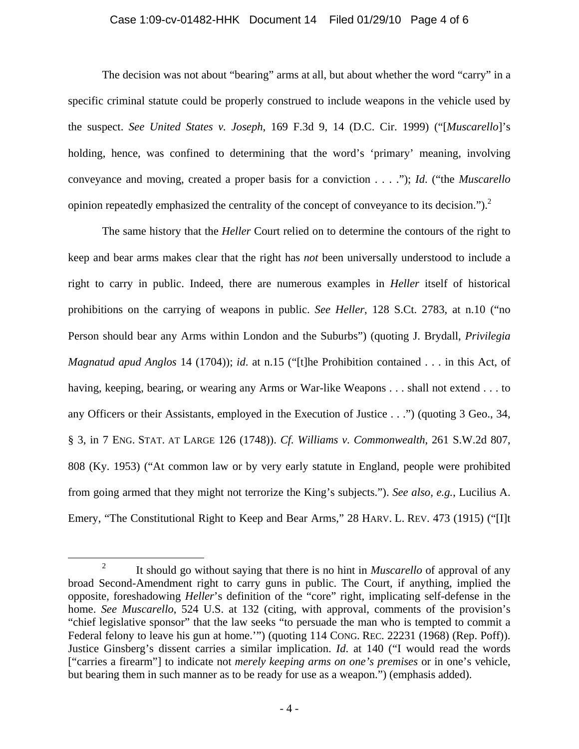The decision was not about "bearing" arms at all, but about whether the word "carry" in a specific criminal statute could be properly construed to include weapons in the vehicle used by the suspect. *See United States v. Joseph*, 169 F.3d 9, 14 (D.C. Cir. 1999) ("[*Muscarello*]'s holding, hence, was confined to determining that the word's 'primary' meaning, involving conveyance and moving, created a proper basis for a conviction . . . ."); *Id*. ("the *Muscarello* opinion repeatedly emphasized the centrality of the concept of conveyance to its decision.").[2]

The same history that the *Heller* Court relied on to determine the contours of the right to keep and bear arms makes clear that the right has *not* been universally understood to include a right to carry in public. Indeed, there are numerous examples in *Heller* itself of historical prohibitions on the carrying of weapons in public. *See Heller*, 128 S.Ct. 2783, at n.10 ("no Person should bear any Arms within London and the Suburbs") (quoting J. Brydall, *Privilegia Magnatud apud Anglos* 14 (1704)); *id*. at n.15 ("[t]he Prohibition contained . . . in this Act, of having, keeping, bearing, or wearing any Arms or War-like Weapons . . . shall not extend . . . to any Officers or their Assistants, employed in the Execution of Justice . . .") (quoting 3 Geo., 34, § 3, in 7 ENG. STAT. AT LARGE 126 (1748)). *Cf. Williams v. Commonwealth*, 261 S.W.2d 807, 808 (Ky. 1953) ("At common law or by very early statute in England, people were prohibited from going armed that they might not terrorize the King's subjects."). *See also, e.g.*, Lucilius A. Emery, "The Constitutional Right to Keep and Bear Arms," 28 HARV. L. REV. 473 (1915) ("[I]t

---

[2] It should go without saying that there is no hint in *Muscarello* of approval of any broad Second-Amendment right to carry guns in public. The Court, if anything, implied the opposite, foreshadowing *Heller*'s definition of the "core" right, implicating self-defense in the home. *See Muscarello*, 524 U.S. at 132 (citing, with approval, comments of the provision's "chief legislative sponsor" that the law seeks "to persuade the man who is tempted to commit a Federal felony to leave his gun at home.'") (quoting 114 CONG. REC. 22231 (1968) (Rep. Poff)). Justice Ginsberg's dissent carries a similar implication. *Id*. at 140 ("I would read the words ["carries a firearm"] to indicate not *merely keeping arms on one's premises* or in one's vehicle, but bearing them in such manner as to be ready for use as a weapon.") (emphasis added).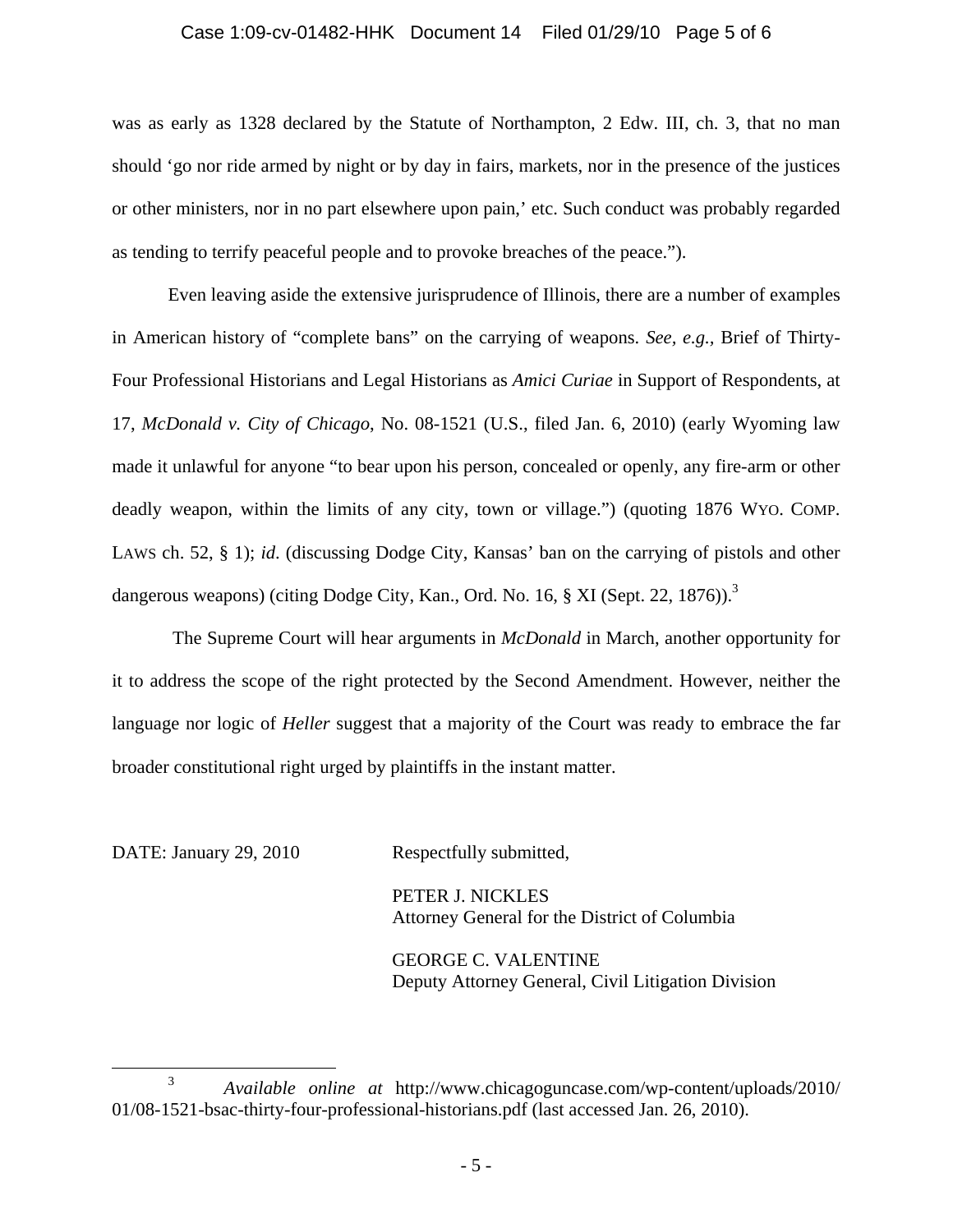was as early as 1328 declared by the Statute of Northampton, 2 Edw. III, ch. 3, that no man should 'go nor ride armed by night or by day in fairs, markets, nor in the presence of the justices or other ministers, nor in no part elsewhere upon pain,' etc. Such conduct was probably regarded as tending to terrify peaceful people and to provoke breaches of the peace.").

Even leaving aside the extensive jurisprudence of Illinois, there are a number of examples in American history of "complete bans" on the carrying of weapons. *See, e.g.*, Brief of Thirty-Four Professional Historians and Legal Historians as *Amici Curiae* in Support of Respondents, at 17, *McDonald v. City of Chicago*, No. 08-1521 (U.S., filed Jan. 6, 2010) (early Wyoming law made it unlawful for anyone "to bear upon his person, concealed or openly, any fire-arm or other deadly weapon, within the limits of any city, town or village.") (quoting 1876 WYO. COMP. LAWS ch. 52, § 1); *id*. (discussing Dodge City, Kansas' ban on the carrying of pistols and other dangerous weapons) (citing Dodge City, Kan., Ord. No. 16, § XI (Sept. 22, 1876)).[3]

The Supreme Court will hear arguments in *McDonald* in March, another opportunity for it to address the scope of the right protected by the Second Amendment. However, neither the language nor logic of *Heller* suggest that a majority of the Court was ready to embrace the far broader constitutional right urged by plaintiffs in the instant matter.

DATE: January 29, 2010

Respectfully submitted,

PETER J. NICKLES
Attorney General for the District of Columbia

GEORGE C. VALENTINE
Deputy Attorney General, Civil Litigation Division

---

[3] *Available online at* http://www.chicagoguncase.com/wp-content/uploads/2010/01/08-1521-bsac-thirty-four-professional-historians.pdf (last accessed Jan. 26, 2010).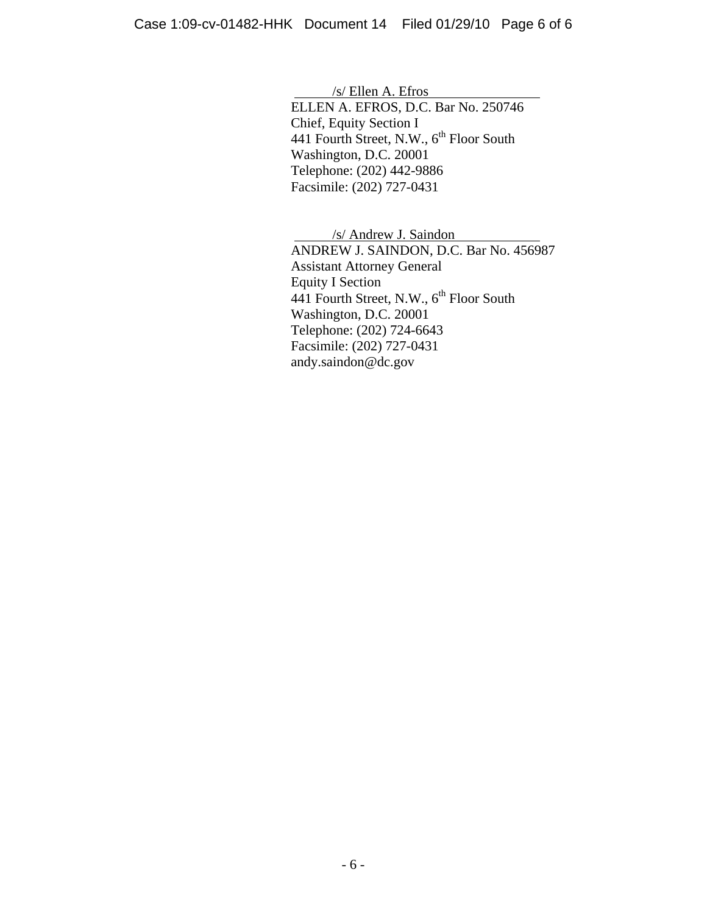/s/ Ellen A. Efros
ELLEN A. EFROS, D.C. Bar No. 250746
Chief, Equity Section I
441 Fourth Street, N.W., 6th Floor South
Washington, D.C. 20001
Telephone: (202) 442-9886
Facsimile: (202) 727-0431

/s/ Andrew J. Saindon
ANDREW J. SAINDON, D.C. Bar No. 456987
Assistant Attorney General
Equity I Section
441 Fourth Street, N.W., 6th Floor South
Washington, D.C. 20001
Telephone: (202) 724-6643
Facsimile: (202) 727-0431
andy.saindon@dc.gov